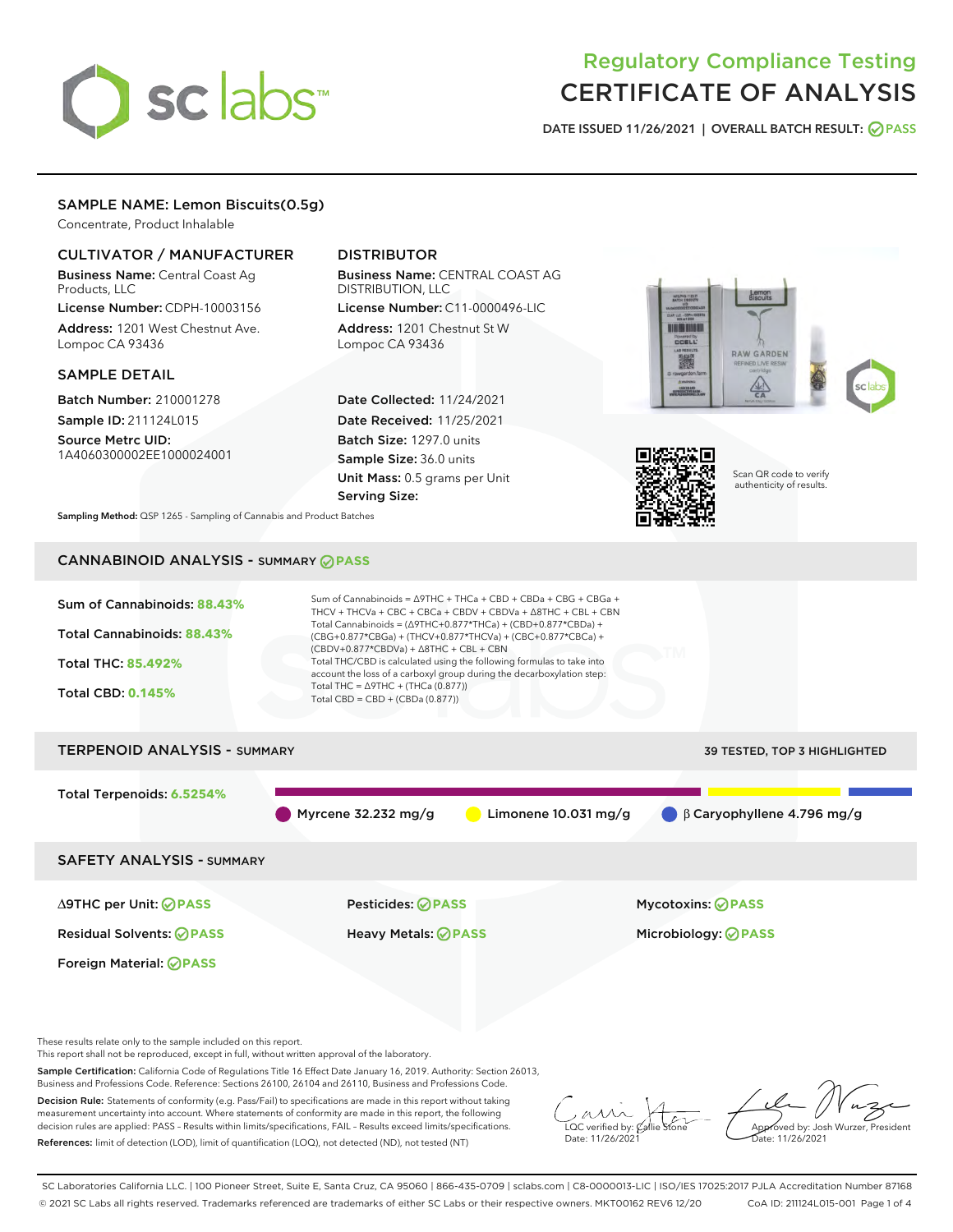# Regulatory Compliance Testing
# CERTIFICATE OF ANALYSIS

DATE ISSUED 11/26/2021 | OVERALL BATCH RESULT: PASS

## SAMPLE NAME: Lemon Biscuits(0.5g)

Concentrate, Product Inhalable

### CULTIVATOR / MANUFACTURER

**Business Name:** Central Coast Ag Products, LLC

**License Number:** CDPH-10003156

**Address:** 1201 West Chestnut Ave. Lompoc CA 93436

### DISTRIBUTOR

**Business Name:** CENTRAL COAST AG DISTRIBUTION, LLC

**License Number:** C11-0000496-LIC

**Address:** 1201 Chestnut St W Lompoc CA 93436

### SAMPLE DETAIL

**Batch Number:** 210001278

**Sample ID:** 211124L015

**Source Metrc UID:** 1A4060300002EE1000024001

**Date Collected:** 11/24/2021

**Date Received:** 11/25/2021

**Batch Size:** 1297.0 units

**Sample Size:** 36.0 units

**Unit Mass:** 0.5 grams per Unit

**Serving Size:**

Scan QR code to verify authenticity of results.

**Sampling Method:** QSP 1265 - Sampling of Cannabis and Product Batches

## CANNABINOID ANALYSIS - SUMMARY PASS

Sum of Cannabinoids: **88.43%**

Total Cannabinoids: **88.43%**

Total THC: **85.492%**

Total CBD: **0.145%**

Sum of Cannabinoids = Δ9THC + THCa + CBD + CBDa + CBG + CBGa + THCV + THCVa + CBC + CBCa + CBDV + CBDVa + Δ8THC + CBL + CBN

Total Cannabinoids = (Δ9THC+0.877*THCa) + (CBD+0.877*CBDa) + (CBG+0.877*CBGa) + (THCV+0.877*THCVa) + (CBC+0.877*CBCa) + (CBDV+0.877*CBDVa) + Δ8THC + CBL + CBN

Total THC/CBD is calculated using the following formulas to take into account the loss of a carboxyl group during the decarboxylation step:

Total THC = Δ9THC + (THCa (0.877))

Total CBD = CBD + (CBDa (0.877))

## TERPENOID ANALYSIS - SUMMARY

39 TESTED, TOP 3 HIGHLIGHTED

Total Terpenoids: **6.5254%**

Myrcene 32.232 mg/g | Limonene 10.031 mg/g | β Caryophyllene 4.796 mg/g

## SAFETY ANALYSIS - SUMMARY

| | | |
|---|---|---|
| Δ9THC per Unit: PASS | Pesticides: PASS | Mycotoxins: PASS |
| Residual Solvents: PASS | Heavy Metals: PASS | Microbiology: PASS |
| Foreign Material: PASS | | |

These results relate only to the sample included on this report.
This report shall not be reproduced, except in full, without written approval of the laboratory.

**Sample Certification:** California Code of Regulations Title 16 Effect Date January 16, 2019. Authority: Section 26013, Business and Professions Code. Reference: Sections 26100, 26104 and 26110, Business and Professions Code.

**Decision Rule:** Statements of conformity (e.g. Pass/Fail) to specifications are made in this report without taking measurement uncertainty into account. Where statements of conformity are made in this report, the following decision rules are applied: PASS – Results within limits/specifications, FAIL – Results exceed limits/specifications.

**References:** limit of detection (LOD), limit of quantification (LOQ), not detected (ND), not tested (NT)

LQC verified by: Callie Stone
Date: 11/26/2021

Approved by: Josh Wurzer, President
Date: 11/26/2021

SC Laboratories California LLC. | 100 Pioneer Street, Suite E, Santa Cruz, CA 95060 | 866-435-0709 | sclabs.com | C8-0000013-LIC | ISO/IES 17025:2017 PJLA Accreditation Number 87168
© 2021 SC Labs all rights reserved. Trademarks referenced are trademarks of either SC Labs or their respective owners. MKT00162 REV6 12/20 CoA ID: 211124L015-001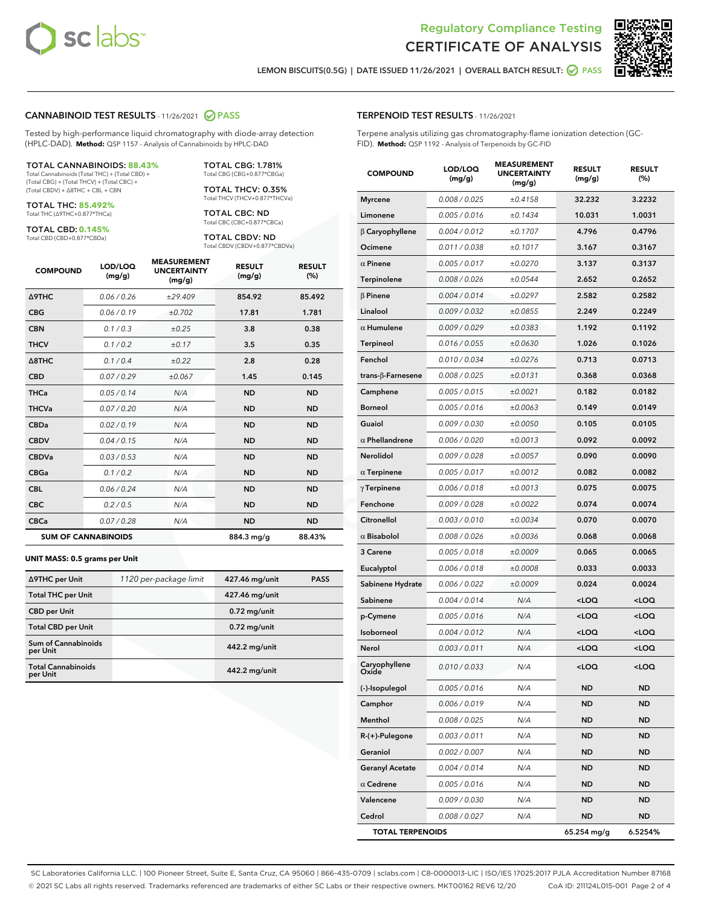LEMON BISCUITS(0.5G) | DATE ISSUED 11/26/2021 | OVERALL BATCH RESULT: PASS

## CANNABINOID TEST RESULTS - 11/26/2021 PASS

Tested by high-performance liquid chromatography with diode-array detection (HPLC-DAD). **Method:** QSP 1157 - Analysis of Cannabinoids by HPLC-DAD

**TOTAL CANNABINOIDS: 88.43%**
Total Cannabinoids (Total THC) + (Total CBD) + (Total CBG) + (Total THCV) + (Total CBC) + (Total CBDV) + Δ8THC + CBL + CBN

**TOTAL THC: 85.492%**
Total THC (Δ9THC+0.877*THCa)

**TOTAL CBD: 0.145%**
Total CBD (CBD+0.877*CBDa)

**TOTAL CBG: 1.781%**
Total CBG (CBG+0.877*CBGa)

**TOTAL THCV: 0.35%**
Total THCV (THCV+0.877*THCVa)

**TOTAL CBC: ND**
Total CBC (CBC+0.877*CBCa)

**TOTAL CBDV: ND**
Total CBDV (CBDV+0.877*CBDVa)

| COMPOUND | LOD/LOQ (mg/g) | MEASUREMENT UNCERTAINTY (mg/g) | RESULT (mg/g) | RESULT (%) |
|---|---|---|---|---|
| Δ9THC | 0.06 / 0.26 | ±29.409 | 854.92 | 85.492 |
| CBG | 0.06 / 0.19 | ±0.702 | 17.81 | 1.781 |
| CBN | 0.1 / 0.3 | ±0.25 | 3.8 | 0.38 |
| THCV | 0.1 / 0.2 | ±0.17 | 3.5 | 0.35 |
| Δ8THC | 0.1 / 0.4 | ±0.22 | 2.8 | 0.28 |
| CBD | 0.07 / 0.29 | ±0.067 | 1.45 | 0.145 |
| THCa | 0.05 / 0.14 | N/A | ND | ND |
| THCVa | 0.07 / 0.20 | N/A | ND | ND |
| CBDa | 0.02 / 0.19 | N/A | ND | ND |
| CBDV | 0.04 / 0.15 | N/A | ND | ND |
| CBDVa | 0.03 / 0.53 | N/A | ND | ND |
| CBGa | 0.1 / 0.2 | N/A | ND | ND |
| CBL | 0.06 / 0.24 | N/A | ND | ND |
| CBC | 0.2 / 0.5 | N/A | ND | ND |
| CBCa | 0.07 / 0.28 | N/A | ND | ND |
| **SUM OF CANNABINOIDS** | | | 884.3 mg/g | 88.43% |

### UNIT MASS: 0.5 grams per Unit

| | | | |
|---|---|---|---|
| Δ9THC per Unit | 1120 per-package limit | 427.46 mg/unit | PASS |
| Total THC per Unit | | 427.46 mg/unit | |
| CBD per Unit | | 0.72 mg/unit | |
| Total CBD per Unit | | 0.72 mg/unit | |
| Sum of Cannabinoids per Unit | | 442.2 mg/unit | |
| Total Cannabinoids per Unit | | 442.2 mg/unit | |

## TERPENOID TEST RESULTS - 11/26/2021

Terpene analysis utilizing gas chromatography-flame ionization detection (GC-FID). **Method:** QSP 1192 - Analysis of Terpenoids by GC-FID

| COMPOUND | LOD/LOQ (mg/g) | MEASUREMENT UNCERTAINTY (mg/g) | RESULT (mg/g) | RESULT (%) |
|---|---|---|---|---|
| Myrcene | 0.008 / 0.025 | ±0.4158 | 32.232 | 3.2232 |
| Limonene | 0.005 / 0.016 | ±0.1434 | 10.031 | 1.0031 |
| β Caryophyllene | 0.004 / 0.012 | ±0.1707 | 4.796 | 0.4796 |
| Ocimene | 0.011 / 0.038 | ±0.1017 | 3.167 | 0.3167 |
| α Pinene | 0.005 / 0.017 | ±0.0270 | 3.137 | 0.3137 |
| Terpinolene | 0.008 / 0.026 | ±0.0544 | 2.652 | 0.2652 |
| β Pinene | 0.004 / 0.014 | ±0.0297 | 2.582 | 0.2582 |
| Linalool | 0.009 / 0.032 | ±0.0855 | 2.249 | 0.2249 |
| α Humulene | 0.009 / 0.029 | ±0.0383 | 1.192 | 0.1192 |
| Terpineol | 0.016 / 0.055 | ±0.0630 | 1.026 | 0.1026 |
| Fenchol | 0.010 / 0.034 | ±0.0276 | 0.713 | 0.0713 |
| trans-β-Farnesene | 0.008 / 0.025 | ±0.0131 | 0.368 | 0.0368 |
| Camphene | 0.005 / 0.015 | ±0.0021 | 0.182 | 0.0182 |
| Borneol | 0.005 / 0.016 | ±0.0063 | 0.149 | 0.0149 |
| Guaiol | 0.009 / 0.030 | ±0.0050 | 0.105 | 0.0105 |
| α Phellandrene | 0.006 / 0.020 | ±0.0013 | 0.092 | 0.0092 |
| Nerolidol | 0.009 / 0.028 | ±0.0057 | 0.090 | 0.0090 |
| α Terpinene | 0.005 / 0.017 | ±0.0012 | 0.082 | 0.0082 |
| γ Terpinene | 0.006 / 0.018 | ±0.0013 | 0.075 | 0.0075 |
| Fenchone | 0.009 / 0.028 | ±0.0022 | 0.074 | 0.0074 |
| Citronellol | 0.003 / 0.010 | ±0.0034 | 0.070 | 0.0070 |
| α Bisabolol | 0.008 / 0.026 | ±0.0036 | 0.068 | 0.0068 |
| 3 Carene | 0.005 / 0.018 | ±0.0009 | 0.065 | 0.0065 |
| Eucalyptol | 0.006 / 0.018 | ±0.0008 | 0.033 | 0.0033 |
| Sabinene Hydrate | 0.006 / 0.022 | ±0.0009 | 0.024 | 0.0024 |
| Sabinene | 0.004 / 0.014 | N/A | <LOQ | <LOQ |
| p-Cymene | 0.005 / 0.016 | N/A | <LOQ | <LOQ |
| Isoborneol | 0.004 / 0.012 | N/A | <LOQ | <LOQ |
| Nerol | 0.003 / 0.011 | N/A | <LOQ | <LOQ |
| Caryophyllene Oxide | 0.010 / 0.033 | N/A | <LOQ | <LOQ |
| (-)-Isopulegol | 0.005 / 0.016 | N/A | ND | ND |
| Camphor | 0.006 / 0.019 | N/A | ND | ND |
| Menthol | 0.008 / 0.025 | N/A | ND | ND |
| R-(+)-Pulegone | 0.003 / 0.011 | N/A | ND | ND |
| Geraniol | 0.002 / 0.007 | N/A | ND | ND |
| Geranyl Acetate | 0.004 / 0.014 | N/A | ND | ND |
| α Cedrene | 0.005 / 0.016 | N/A | ND | ND |
| Valencene | 0.009 / 0.030 | N/A | ND | ND |
| Cedrol | 0.008 / 0.027 | N/A | ND | ND |
| **TOTAL TERPENOIDS** | | | 65.254 mg/g | 6.5254% |

SC Laboratories California LLC. | 100 Pioneer Street, Suite E, Santa Cruz, CA 95060 | 866-435-0709 | sclabs.com | C8-0000013-LIC | ISO/IES 17025:2017 PJLA Accreditation Number 87168
© 2021 SC Labs all rights reserved. Trademarks referenced are trademarks of either SC Labs or their respective owners. MKT00162 REV6 12/20 CoA ID: 211124L015-001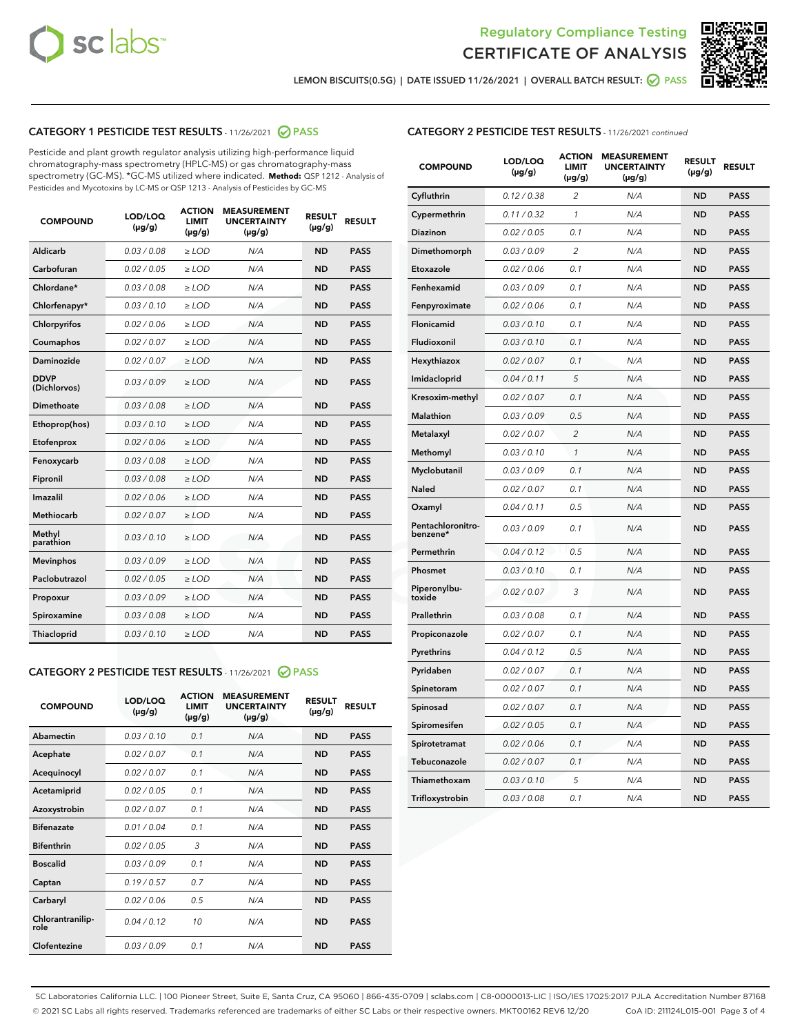Regulatory Compliance Testing
CERTIFICATE OF ANALYSIS

LEMON BISCUITS(0.5G) | DATE ISSUED 11/26/2021 | OVERALL BATCH RESULT: PASS

## CATEGORY 1 PESTICIDE TEST RESULTS - 11/26/2021 PASS

Pesticide and plant growth regulator analysis utilizing high-performance liquid chromatography-mass spectrometry (HPLC-MS) or gas chromatography-mass spectrometry (GC-MS). *GC-MS utilized where indicated. **Method:** QSP 1212 - Analysis of Pesticides and Mycotoxins by LC-MS or QSP 1213 - Analysis of Pesticides by GC-MS

| COMPOUND | LOD/LOQ (µg/g) | ACTION LIMIT (µg/g) | MEASUREMENT UNCERTAINTY (µg/g) | RESULT (µg/g) | RESULT |
|---|---|---|---|---|---|
| Aldicarb | 0.03 / 0.08 | ≥ LOD | N/A | ND | PASS |
| Carbofuran | 0.02 / 0.05 | ≥ LOD | N/A | ND | PASS |
| Chlordane* | 0.03 / 0.08 | ≥ LOD | N/A | ND | PASS |
| Chlorfenapyr* | 0.03 / 0.10 | ≥ LOD | N/A | ND | PASS |
| Chlorpyrifos | 0.02 / 0.06 | ≥ LOD | N/A | ND | PASS |
| Coumaphos | 0.02 / 0.07 | ≥ LOD | N/A | ND | PASS |
| Daminozide | 0.02 / 0.07 | ≥ LOD | N/A | ND | PASS |
| DDVP (Dichlorvos) | 0.03 / 0.09 | ≥ LOD | N/A | ND | PASS |
| Dimethoate | 0.03 / 0.08 | ≥ LOD | N/A | ND | PASS |
| Ethoprop(hos) | 0.03 / 0.10 | ≥ LOD | N/A | ND | PASS |
| Etofenprox | 0.02 / 0.06 | ≥ LOD | N/A | ND | PASS |
| Fenoxycarb | 0.03 / 0.08 | ≥ LOD | N/A | ND | PASS |
| Fipronil | 0.03 / 0.08 | ≥ LOD | N/A | ND | PASS |
| Imazalil | 0.02 / 0.06 | ≥ LOD | N/A | ND | PASS |
| Methiocarb | 0.02 / 0.07 | ≥ LOD | N/A | ND | PASS |
| Methyl parathion | 0.03 / 0.10 | ≥ LOD | N/A | ND | PASS |
| Mevinphos | 0.03 / 0.09 | ≥ LOD | N/A | ND | PASS |
| Paclobutrazol | 0.02 / 0.05 | ≥ LOD | N/A | ND | PASS |
| Propoxur | 0.03 / 0.09 | ≥ LOD | N/A | ND | PASS |
| Spiroxamine | 0.03 / 0.08 | ≥ LOD | N/A | ND | PASS |
| Thiacloprid | 0.03 / 0.10 | ≥ LOD | N/A | ND | PASS |

## CATEGORY 2 PESTICIDE TEST RESULTS - 11/26/2021 PASS

| COMPOUND | LOD/LOQ (µg/g) | ACTION LIMIT (µg/g) | MEASUREMENT UNCERTAINTY (µg/g) | RESULT (µg/g) | RESULT |
|---|---|---|---|---|---|
| Abamectin | 0.03 / 0.10 | 0.1 | N/A | ND | PASS |
| Acephate | 0.02 / 0.07 | 0.1 | N/A | ND | PASS |
| Acequinocyl | 0.02 / 0.07 | 0.1 | N/A | ND | PASS |
| Acetamiprid | 0.02 / 0.05 | 0.1 | N/A | ND | PASS |
| Azoxystrobin | 0.02 / 0.07 | 0.1 | N/A | ND | PASS |
| Bifenazate | 0.01 / 0.04 | 0.1 | N/A | ND | PASS |
| Bifenthrin | 0.02 / 0.05 | 3 | N/A | ND | PASS |
| Boscalid | 0.03 / 0.09 | 0.1 | N/A | ND | PASS |
| Captan | 0.19 / 0.57 | 0.7 | N/A | ND | PASS |
| Carbaryl | 0.02 / 0.06 | 0.5 | N/A | ND | PASS |
| Chlorantraniliprole | 0.04 / 0.12 | 10 | N/A | ND | PASS |
| Clofentezine | 0.03 / 0.09 | 0.1 | N/A | ND | PASS |
| Cyfluthrin | 0.12 / 0.38 | 2 | N/A | ND | PASS |
| Cypermethrin | 0.11 / 0.32 | 1 | N/A | ND | PASS |
| Diazinon | 0.02 / 0.05 | 0.1 | N/A | ND | PASS |
| Dimethomorph | 0.03 / 0.09 | 2 | N/A | ND | PASS |
| Etoxazole | 0.02 / 0.06 | 0.1 | N/A | ND | PASS |
| Fenhexamid | 0.03 / 0.09 | 0.1 | N/A | ND | PASS |
| Fenpyroximate | 0.02 / 0.06 | 0.1 | N/A | ND | PASS |
| Flonicamid | 0.03 / 0.10 | 0.1 | N/A | ND | PASS |
| Fludioxonil | 0.03 / 0.10 | 0.1 | N/A | ND | PASS |
| Hexythiazox | 0.02 / 0.07 | 0.1 | N/A | ND | PASS |
| Imidacloprid | 0.04 / 0.11 | 5 | N/A | ND | PASS |
| Kresoxim-methyl | 0.02 / 0.07 | 0.1 | N/A | ND | PASS |
| Malathion | 0.03 / 0.09 | 0.5 | N/A | ND | PASS |
| Metalaxyl | 0.02 / 0.07 | 2 | N/A | ND | PASS |
| Methomyl | 0.03 / 0.10 | 1 | N/A | ND | PASS |
| Myclobutanil | 0.03 / 0.09 | 0.1 | N/A | ND | PASS |
| Naled | 0.02 / 0.07 | 0.1 | N/A | ND | PASS |
| Oxamyl | 0.04 / 0.11 | 0.5 | N/A | ND | PASS |
| Pentachloronitrobenzene* | 0.03 / 0.09 | 0.1 | N/A | ND | PASS |
| Permethrin | 0.04 / 0.12 | 0.5 | N/A | ND | PASS |
| Phosmet | 0.03 / 0.10 | 0.1 | N/A | ND | PASS |
| Piperonylbutoxide | 0.02 / 0.07 | 3 | N/A | ND | PASS |
| Prallethrin | 0.03 / 0.08 | 0.1 | N/A | ND | PASS |
| Propiconazole | 0.02 / 0.07 | 0.1 | N/A | ND | PASS |
| Pyrethrins | 0.04 / 0.12 | 0.5 | N/A | ND | PASS |
| Pyridaben | 0.02 / 0.07 | 0.1 | N/A | ND | PASS |
| Spinetoram | 0.02 / 0.07 | 0.1 | N/A | ND | PASS |
| Spinosad | 0.02 / 0.07 | 0.1 | N/A | ND | PASS |
| Spiromesifen | 0.02 / 0.05 | 0.1 | N/A | ND | PASS |
| Spirotetramat | 0.02 / 0.06 | 0.1 | N/A | ND | PASS |
| Tebuconazole | 0.02 / 0.07 | 0.1 | N/A | ND | PASS |
| Thiamethoxam | 0.03 / 0.10 | 5 | N/A | ND | PASS |
| Trifloxystrobin | 0.03 / 0.08 | 0.1 | N/A | ND | PASS |

SC Laboratories California LLC. | 100 Pioneer Street, Suite E, Santa Cruz, CA 95060 | 866-435-0709 | sclabs.com | C8-0000013-LIC | ISO/IES 17025:2017 PJLA Accreditation Number 87168
© 2021 SC Labs all rights reserved. Trademarks referenced are trademarks of either SC Labs or their respective owners. MKT00162 REV6 12/20 CoA ID: 211124L015-001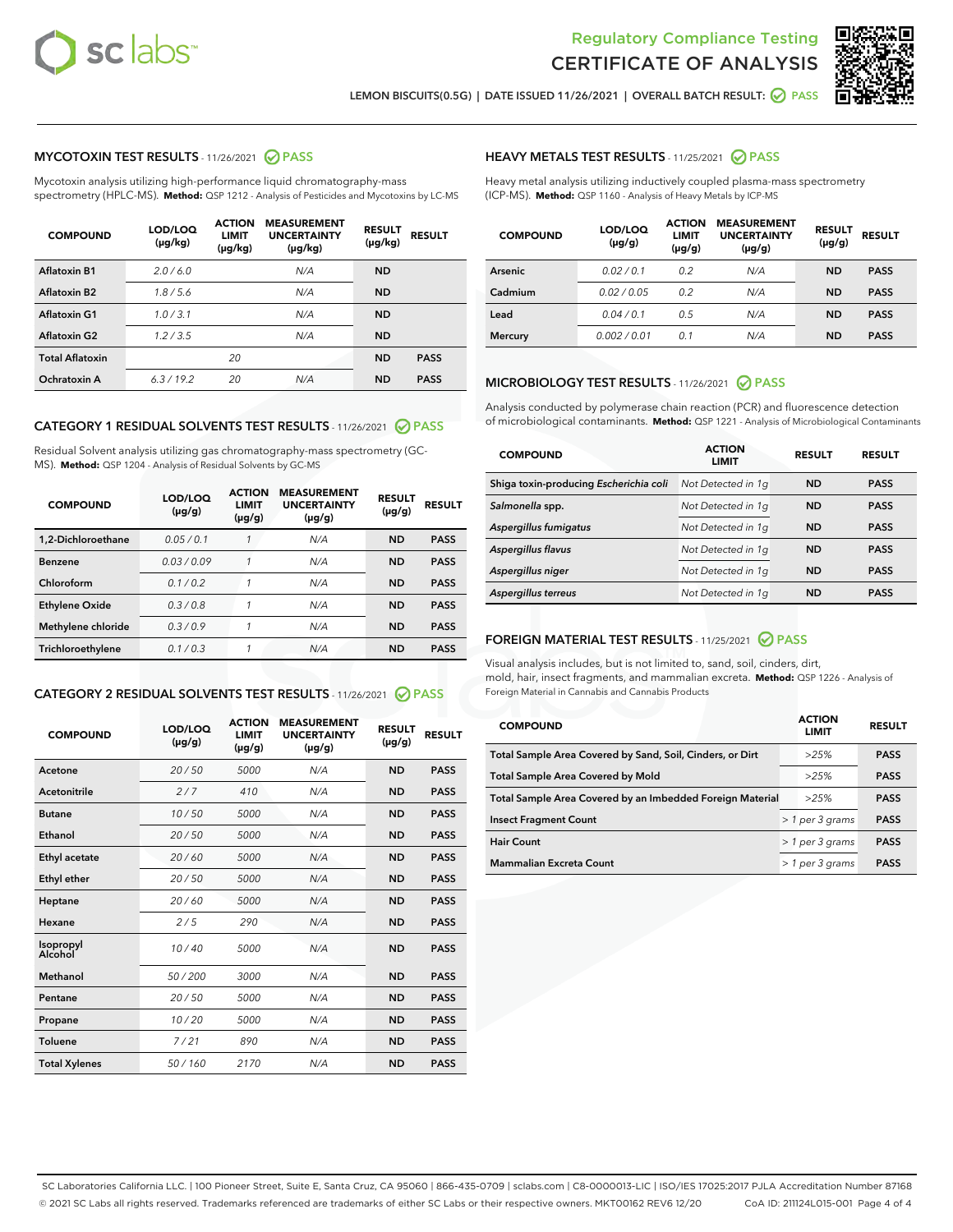Regulatory Compliance Testing
CERTIFICATE OF ANALYSIS

LEMON BISCUITS(0.5G) | DATE ISSUED 11/26/2021 | OVERALL BATCH RESULT: PASS

## MYCOTOXIN TEST RESULTS - 11/26/2021 PASS

Mycotoxin analysis utilizing high-performance liquid chromatography-mass spectrometry (HPLC-MS). **Method:** QSP 1212 - Analysis of Pesticides and Mycotoxins by LC-MS

| COMPOUND | LOD/LOQ (μg/kg) | ACTION LIMIT (μg/kg) | MEASUREMENT UNCERTAINTY (μg/kg) | RESULT (μg/kg) | RESULT |
|---|---|---|---|---|---|
| Aflatoxin B1 | 2.0 / 6.0 | | N/A | ND | |
| Aflatoxin B2 | 1.8 / 5.6 | | N/A | ND | |
| Aflatoxin G1 | 1.0 / 3.1 | | N/A | ND | |
| Aflatoxin G2 | 1.2 / 3.5 | | N/A | ND | |
| Total Aflatoxin | | 20 | | ND | PASS |
| Ochratoxin A | 6.3 / 19.2 | 20 | N/A | ND | PASS |

## CATEGORY 1 RESIDUAL SOLVENTS TEST RESULTS - 11/26/2021 PASS

Residual Solvent analysis utilizing gas chromatography-mass spectrometry (GC-MS). **Method:** QSP 1204 - Analysis of Residual Solvents by GC-MS

| COMPOUND | LOD/LOQ (μg/g) | ACTION LIMIT (μg/g) | MEASUREMENT UNCERTAINTY (μg/g) | RESULT (μg/g) | RESULT |
|---|---|---|---|---|---|
| 1,2-Dichloroethane | 0.05 / 0.1 | 1 | N/A | ND | PASS |
| Benzene | 0.03 / 0.09 | 1 | N/A | ND | PASS |
| Chloroform | 0.1 / 0.2 | 1 | N/A | ND | PASS |
| Ethylene Oxide | 0.3 / 0.8 | 1 | N/A | ND | PASS |
| Methylene chloride | 0.3 / 0.9 | 1 | N/A | ND | PASS |
| Trichloroethylene | 0.1 / 0.3 | 1 | N/A | ND | PASS |

## CATEGORY 2 RESIDUAL SOLVENTS TEST RESULTS - 11/26/2021 PASS

| COMPOUND | LOD/LOQ (μg/g) | ACTION LIMIT (μg/g) | MEASUREMENT UNCERTAINTY (μg/g) | RESULT (μg/g) | RESULT |
|---|---|---|---|---|---|
| Acetone | 20 / 50 | 5000 | N/A | ND | PASS |
| Acetonitrile | 2 / 7 | 410 | N/A | ND | PASS |
| Butane | 10 / 50 | 5000 | N/A | ND | PASS |
| Ethanol | 20 / 50 | 5000 | N/A | ND | PASS |
| Ethyl acetate | 20 / 60 | 5000 | N/A | ND | PASS |
| Ethyl ether | 20 / 50 | 5000 | N/A | ND | PASS |
| Heptane | 20 / 60 | 5000 | N/A | ND | PASS |
| Hexane | 2 / 5 | 290 | N/A | ND | PASS |
| Isopropyl Alcohol | 10 / 40 | 5000 | N/A | ND | PASS |
| Methanol | 50 / 200 | 3000 | N/A | ND | PASS |
| Pentane | 20 / 50 | 5000 | N/A | ND | PASS |
| Propane | 10 / 20 | 5000 | N/A | ND | PASS |
| Toluene | 7 / 21 | 890 | N/A | ND | PASS |
| Total Xylenes | 50 / 160 | 2170 | N/A | ND | PASS |

## HEAVY METALS TEST RESULTS - 11/25/2021 PASS

Heavy metal analysis utilizing inductively coupled plasma-mass spectrometry (ICP-MS). **Method:** QSP 1160 - Analysis of Heavy Metals by ICP-MS

| COMPOUND | LOD/LOQ (μg/g) | ACTION LIMIT (μg/g) | MEASUREMENT UNCERTAINTY (μg/g) | RESULT (μg/g) | RESULT |
|---|---|---|---|---|---|
| Arsenic | 0.02 / 0.1 | 0.2 | N/A | ND | PASS |
| Cadmium | 0.02 / 0.05 | 0.2 | N/A | ND | PASS |
| Lead | 0.04 / 0.1 | 0.5 | N/A | ND | PASS |
| Mercury | 0.002 / 0.01 | 0.1 | N/A | ND | PASS |

## MICROBIOLOGY TEST RESULTS - 11/26/2021 PASS

Analysis conducted by polymerase chain reaction (PCR) and fluorescence detection of microbiological contaminants. **Method:** QSP 1221 - Analysis of Microbiological Contaminants

| COMPOUND | ACTION LIMIT | RESULT | RESULT |
|---|---|---|---|
| Shiga toxin-producing *Escherichia coli* | Not Detected in 1g | ND | PASS |
| *Salmonella* spp. | Not Detected in 1g | ND | PASS |
| *Aspergillus fumigatus* | Not Detected in 1g | ND | PASS |
| *Aspergillus flavus* | Not Detected in 1g | ND | PASS |
| *Aspergillus niger* | Not Detected in 1g | ND | PASS |
| *Aspergillus terreus* | Not Detected in 1g | ND | PASS |

## FOREIGN MATERIAL TEST RESULTS - 11/25/2021 PASS

Visual analysis includes, but is not limited to, sand, soil, cinders, dirt, mold, hair, insect fragments, and mammalian excreta. **Method:** QSP 1226 - Analysis of Foreign Material in Cannabis and Cannabis Products

| COMPOUND | ACTION LIMIT | RESULT |
|---|---|---|
| Total Sample Area Covered by Sand, Soil, Cinders, or Dirt | >25% | PASS |
| Total Sample Area Covered by Mold | >25% | PASS |
| Total Sample Area Covered by an Imbedded Foreign Material | >25% | PASS |
| Insect Fragment Count | > 1 per 3 grams | PASS |
| Hair Count | > 1 per 3 grams | PASS |
| Mammalian Excreta Count | > 1 per 3 grams | PASS |

SC Laboratories California LLC. | 100 Pioneer Street, Suite E, Santa Cruz, CA 95060 | 866-435-0709 | sclabs.com | C8-0000013-LIC | ISO/IES 17025:2017 PJLA Accreditation Number 87168
© 2021 SC Labs all rights reserved. Trademarks referenced are trademarks of either SC Labs or their respective owners. MKT00162 REV6 12/20 CoA ID: 211124L015-001